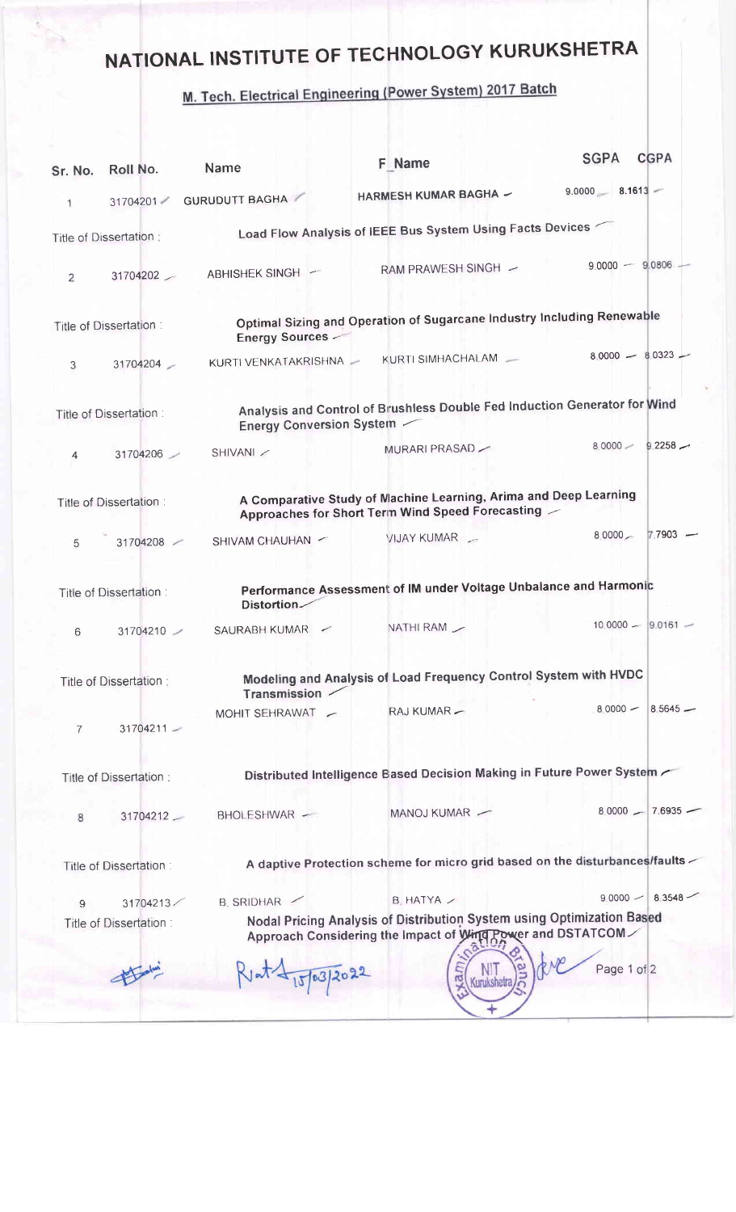# NATIONAL INSTITUTE OF TECHNOLOGY KURUKSHETRA

## M. Tech. Electrical Engineering (Power System) 2017 Batch

| Sr. No. | Roll No. | Name | F_Name | SGPA | CGPA |
|---|---|---|---|---|---|
| 1 | 31704201 | GURUDUTT BAGHA | HARMESH KUMAR BAGHA | 9.0000 | 8.1613 |
| Title of Dissertation : | | Load Flow Analysis of IEEE Bus System Using Facts Devices | | | |
| 2 | 31704202 | ABHISHEK SINGH | RAM PRAWESH SINGH | 9.0000 | 9.0806 |
| Title of Dissertation : | | Optimal Sizing and Operation of Sugarcane Industry Including Renewable Energy Sources | | | |
| 3 | 31704204 | KURTI VENKATAKRISHNA | KURTI SIMHACHALAM | 8.0000 | 8.0323 |
| Title of Dissertation : | | Analysis and Control of Brushless Double Fed Induction Generator for Wind Energy Conversion System | | | |
| 4 | 31704206 | SHIVANI | MURARI PRASAD | 8.0000 | 9.2258 |
| Title of Dissertation : | | A Comparative Study of Machine Learning, Arima and Deep Learning Approaches for Short Term Wind Speed Forecasting | | | |
| 5 | 31704208 | SHIVAM CHAUHAN | VIJAY KUMAR | 8.0000 | 7.7903 |
| Title of Dissertation : | | Performance Assessment of IM under Voltage Unbalance and Harmonic Distortion | | | |
| 6 | 31704210 | SAURABH KUMAR | NATHI RAM | 10.0000 | 9.0161 |
| Title of Dissertation : | | Modeling and Analysis of Load Frequency Control System with HVDC Transmission | | | |
| 7 | 31704211 | MOHIT SEHRAWAT | RAJ KUMAR | 8.0000 | 8.5645 |
| Title of Dissertation : | | Distributed Intelligence Based Decision Making in Future Power System | | | |
| 8 | 31704212 | BHOLESHWAR | MANOJ KUMAR | 8.0000 | 7.6935 |
| Title of Dissertation : | | A daptive Protection scheme for micro grid based on the disturbances/faults | | | |
| 9 | 31704213 | B. SRIDHAR | B. HATYA | 9.0000 | 8.3548 |
| Title of Dissertation : | | Nodal Pricing Analysis of Distribution System using Optimization Based Approach Considering the Impact of Wind Power and DSTATCOM | | | |

15/03/2022

Examination Branch, NIT Kurukshetra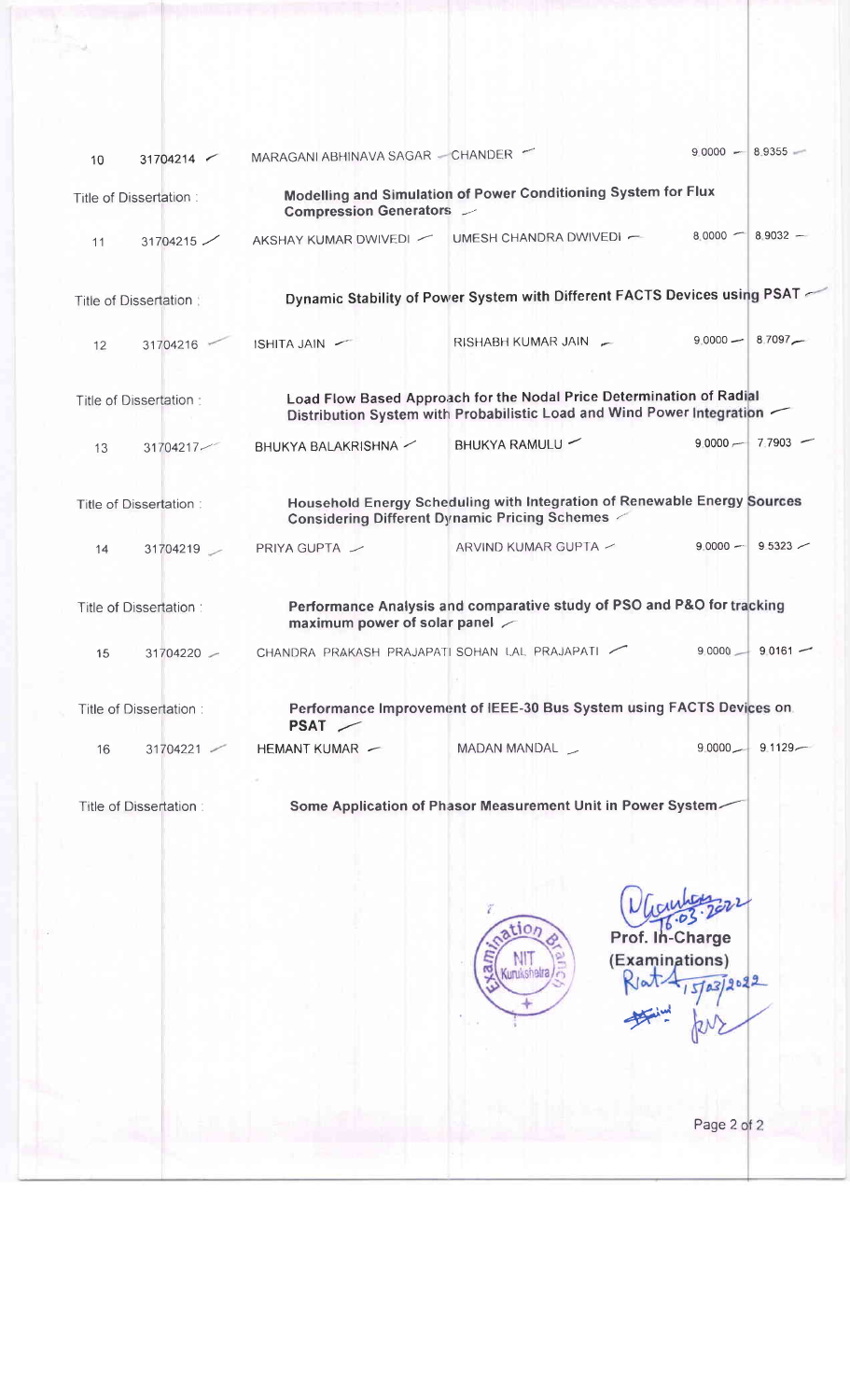| | | | | | |
|---|---|---|---|---|---|
| 10 | 31704214 | MARAGANI ABHINAVA SAGAR | CHANDER | 9.0000 | 8.9355 |

Title of Dissertation : **Modelling and Simulation of Power Conditioning System for Flux Compression Generators**

| | | | | | |
|---|---|---|---|---|---|
| 11 | 31704215 | AKSHAY KUMAR DWIVEDI | UMESH CHANDRA DWIVEDI | 8.0000 | 8.9032 |

Title of Dissertation : **Dynamic Stability of Power System with Different FACTS Devices using PSAT**

| | | | | | |
|---|---|---|---|---|---|
| 12 | 31704216 | ISHITA JAIN | RISHABH KUMAR JAIN | 9.0000 | 8.7097 |

Title of Dissertation : **Load Flow Based Approach for the Nodal Price Determination of Radial Distribution System with Probabilistic Load and Wind Power Integration**

| | | | | | |
|---|---|---|---|---|---|
| 13 | 31704217 | BHUKYA BALAKRISHNA | BHUKYA RAMULU | 9.0000 | 7.7903 |

Title of Dissertation : **Household Energy Scheduling with Integration of Renewable Energy Sources Considering Different Dynamic Pricing Schemes**

| | | | | | |
|---|---|---|---|---|---|
| 14 | 31704219 | PRIYA GUPTA | ARVIND KUMAR GUPTA | 9.0000 | 9.5323 |

Title of Dissertation : **Performance Analysis and comparative study of PSO and P&O for tracking maximum power of solar panel**

| | | | | | |
|---|---|---|---|---|---|
| 15 | 31704220 | CHANDRA PRAKASH PRAJAPATI | SOHAN LAL PRAJAPATI | 9.0000 | 9.0161 |

Title of Dissertation : **Performance Improvement of IEEE-30 Bus System using FACTS Devices on PSAT**

| | | | | | |
|---|---|---|---|---|---|
| 16 | 31704221 | HEMANT KUMAR | MADAN MANDAL | 9.0000 | 9.1129 |

Title of Dissertation : **Some Application of Phasor Measurement Unit in Power System**

Examination Branch NIT Kurukshetra

16.03.2022

**Prof. In-Charge**
**(Examinations)**

15/03/2022